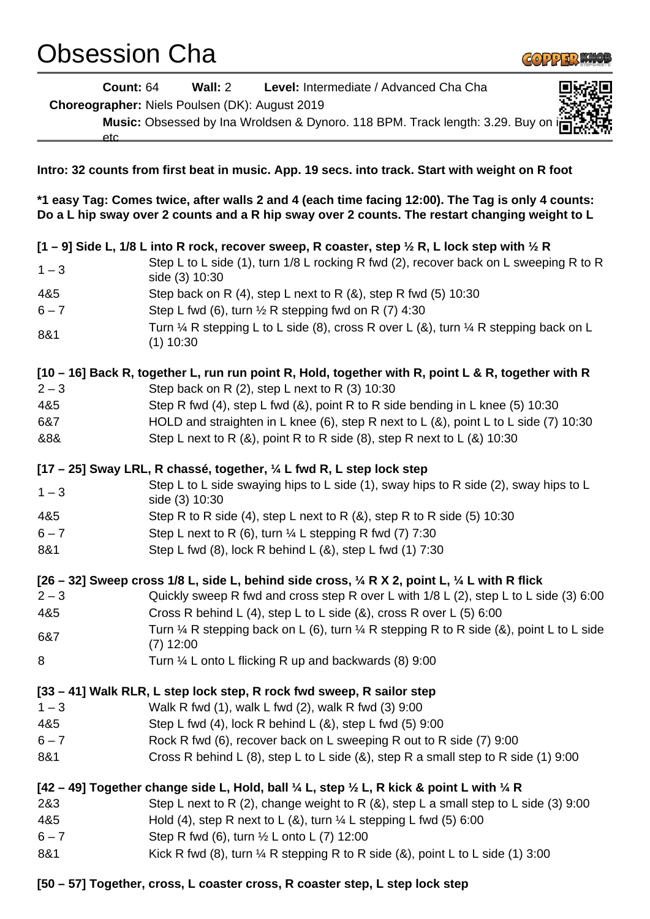# Obsession Cha

**Count:** 64 **Wall:** 2 **Level:** Intermediate / Advanced Cha Cha

**Choreographer:** Niels Poulsen (DK): August 2019

**Music:** Obsessed by Ina Wroldsen & Dynoro. 118 BPM. Track length: 3.29. Buy on i etc

**Intro: 32 counts from first beat in music. App. 19 secs. into track. Start with weight on R foot**

**\*1 easy Tag: Comes twice, after walls 2 and 4 (each time facing 12:00). The Tag is only 4 counts: Do a L hip sway over 2 counts and a R hip sway over 2 counts. The restart changing weight to L**

**[1 – 9] Side L, 1/8 L into R rock, recover sweep, R coaster, step ½ R, L lock step with ½ R**

| | |
|---|---|
| 1 – 3 | Step L to L side (1), turn 1/8 L rocking R fwd (2), recover back on L sweeping R to R side (3) 10:30 |
| 4&5 | Step back on R (4), step L next to R (&), step R fwd (5) 10:30 |
| 6 – 7 | Step L fwd (6), turn ½ R stepping fwd on R (7) 4:30 |
| 8&1 | Turn ¼ R stepping L to L side (8), cross R over L (&), turn ¼ R stepping back on L (1) 10:30 |

**[10 – 16] Back R, together L, run run point R, Hold, together with R, point L & R, together with R**

| | |
|---|---|
| 2 – 3 | Step back on R (2), step L next to R (3) 10:30 |
| 4&5 | Step R fwd (4), step L fwd (&), point R to R side bending in L knee (5) 10:30 |
| 6&7 | HOLD and straighten in L knee (6), step R next to L (&), point L to L side (7) 10:30 |
| &8& | Step L next to R (&), point R to R side (8), step R next to L (&) 10:30 |

**[17 – 25] Sway LRL, R chassé, together, ¼ L fwd R, L step lock step**

| | |
|---|---|
| 1 – 3 | Step L to L side swaying hips to L side (1), sway hips to R side (2), sway hips to L side (3) 10:30 |
| 4&5 | Step R to R side (4), step L next to R (&), step R to R side (5) 10:30 |
| 6 – 7 | Step L next to R (6), turn ¼ L stepping R fwd (7) 7:30 |
| 8&1 | Step L fwd (8), lock R behind L (&), step L fwd (1) 7:30 |

**[26 – 32] Sweep cross 1/8 L, side L, behind side cross, ¼ R X 2, point L, ¼ L with R flick**

| | |
|---|---|
| 2 – 3 | Quickly sweep R fwd and cross step R over L with 1/8 L (2), step L to L side (3) 6:00 |
| 4&5 | Cross R behind L (4), step L to L side (&), cross R over L (5) 6:00 |
| 6&7 | Turn ¼ R stepping back on L (6), turn ¼ R stepping R to R side (&), point L to L side (7) 12:00 |
| 8 | Turn ¼ L onto L flicking R up and backwards (8) 9:00 |

**[33 – 41] Walk RLR, L step lock step, R rock fwd sweep, R sailor step**

| | |
|---|---|
| 1 – 3 | Walk R fwd (1), walk L fwd (2), walk R fwd (3) 9:00 |
| 4&5 | Step L fwd (4), lock R behind L (&), step L fwd (5) 9:00 |
| 6 – 7 | Rock R fwd (6), recover back on L sweeping R out to R side (7) 9:00 |
| 8&1 | Cross R behind L (8), step L to L side (&), step R a small step to R side (1) 9:00 |

**[42 – 49] Together change side L, Hold, ball ¼ L, step ½ L, R kick & point L with ¼ R**

| | |
|---|---|
| 2&3 | Step L next to R (2), change weight to R (&), step L a small step to L side (3) 9:00 |
| 4&5 | Hold (4), step R next to L (&), turn ¼ L stepping L fwd (5) 6:00 |
| 6 – 7 | Step R fwd (6), turn ½ L onto L (7) 12:00 |
| 8&1 | Kick R fwd (8), turn ¼ R stepping R to R side (&), point L to L side (1) 3:00 |

**[50 – 57] Together, cross, L coaster cross, R coaster step, L step lock step**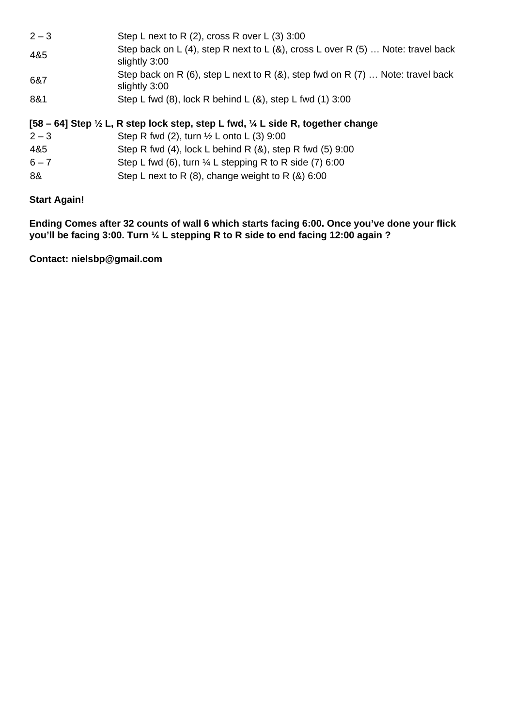| | |
|---|---|
| 2 – 3 | Step L next to R (2), cross R over L (3) 3:00 |
| 4&5 | Step back on L (4), step R next to L (&), cross L over R (5) … Note: travel back slightly 3:00 |
| 6&7 | Step back on R (6), step L next to R (&), step fwd on R (7) … Note: travel back slightly 3:00 |
| 8&1 | Step L fwd (8), lock R behind L (&), step L fwd (1) 3:00 |

**[58 – 64] Step ½ L, R step lock step, step L fwd, ¼ L side R, together change**

| | |
|---|---|
| 2 – 3 | Step R fwd (2), turn ½ L onto L (3) 9:00 |
| 4&5 | Step R fwd (4), lock L behind R (&), step R fwd (5) 9:00 |
| 6 – 7 | Step L fwd (6), turn ¼ L stepping R to R side (7) 6:00 |
| 8& | Step L next to R (8), change weight to R (&) 6:00 |

**Start Again!**

**Ending Comes after 32 counts of wall 6 which starts facing 6:00. Once you've done your flick you'll be facing 3:00. Turn ¼ L stepping R to R side to end facing 12:00 again ?**

**Contact: nielsbp@gmail.com**